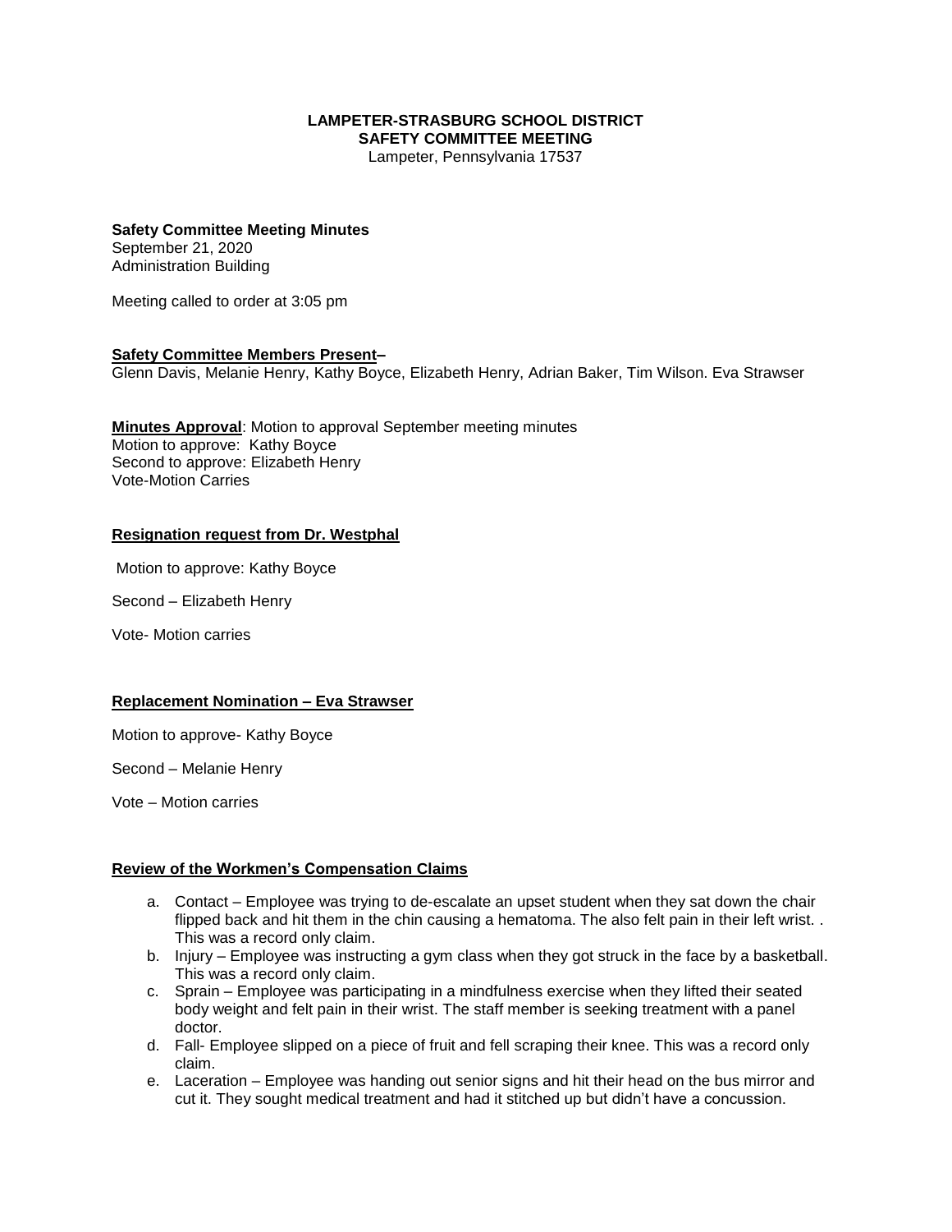**LAMPETER-STRASBURG SCHOOL DISTRICT**
**SAFETY COMMITTEE MEETING**
Lampeter, Pennsylvania 17537

**Safety Committee Meeting Minutes**
September 21, 2020
Administration Building

Meeting called to order at 3:05 pm

**Safety Committee Members Present–**
Glenn Davis, Melanie Henry, Kathy Boyce, Elizabeth Henry, Adrian Baker, Tim Wilson. Eva Strawser

**Minutes Approval**: Motion to approval September meeting minutes
Motion to approve: Kathy Boyce
Second to approve: Elizabeth Henry
Vote-Motion Carries

**Resignation request from Dr. Westphal**

Motion to approve: Kathy Boyce

Second – Elizabeth Henry

Vote- Motion carries

**Replacement Nomination – Eva Strawser**

Motion to approve- Kathy Boyce

Second – Melanie Henry

Vote – Motion carries

**Review of the Workmen's Compensation Claims**

a. Contact – Employee was trying to de-escalate an upset student when they sat down the chair flipped back and hit them in the chin causing a hematoma. The also felt pain in their left wrist. . This was a record only claim.
b. Injury – Employee was instructing a gym class when they got struck in the face by a basketball. This was a record only claim.
c. Sprain – Employee was participating in a mindfulness exercise when they lifted their seated body weight and felt pain in their wrist. The staff member is seeking treatment with a panel doctor.
d. Fall- Employee slipped on a piece of fruit and fell scraping their knee. This was a record only claim.
e. Laceration – Employee was handing out senior signs and hit their head on the bus mirror and cut it. They sought medical treatment and had it stitched up but didn't have a concussion.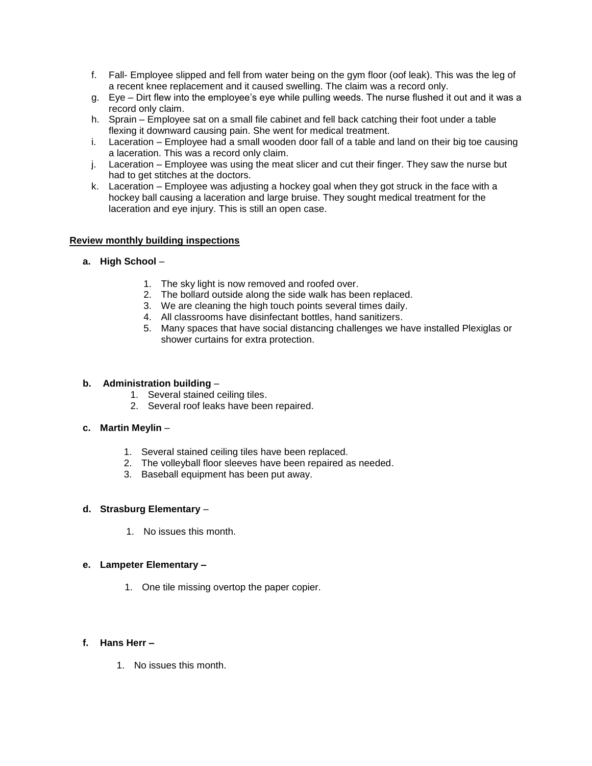f. Fall- Employee slipped and fell from water being on the gym floor (oof leak). This was the leg of a recent knee replacement and it caused swelling. The claim was a record only.
g. Eye – Dirt flew into the employee's eye while pulling weeds. The nurse flushed it out and it was a record only claim.
h. Sprain – Employee sat on a small file cabinet and fell back catching their foot under a table flexing it downward causing pain. She went for medical treatment.
i. Laceration – Employee had a small wooden door fall of a table and land on their big toe causing a laceration. This was a record only claim.
j. Laceration – Employee was using the meat slicer and cut their finger. They saw the nurse but had to get stitches at the doctors.
k. Laceration – Employee was adjusting a hockey goal when they got struck in the face with a hockey ball causing a laceration and large bruise. They sought medical treatment for the laceration and eye injury. This is still an open case.

**Review monthly building inspections**

**a. High School** –

1. The sky light is now removed and roofed over.
2. The bollard outside along the side walk has been replaced.
3. We are cleaning the high touch points several times daily.
4. All classrooms have disinfectant bottles, hand sanitizers.
5. Many spaces that have social distancing challenges we have installed Plexiglas or shower curtains for extra protection.

**b. Administration building** –

1. Several stained ceiling tiles.
2. Several roof leaks have been repaired.

**c. Martin Meylin** –

1. Several stained ceiling tiles have been replaced.
2. The volleyball floor sleeves have been repaired as needed.
3. Baseball equipment has been put away.

**d. Strasburg Elementary** –

1. No issues this month.

**e. Lampeter Elementary –**

1. One tile missing overtop the paper copier.

**f. Hans Herr –**

1. No issues this month.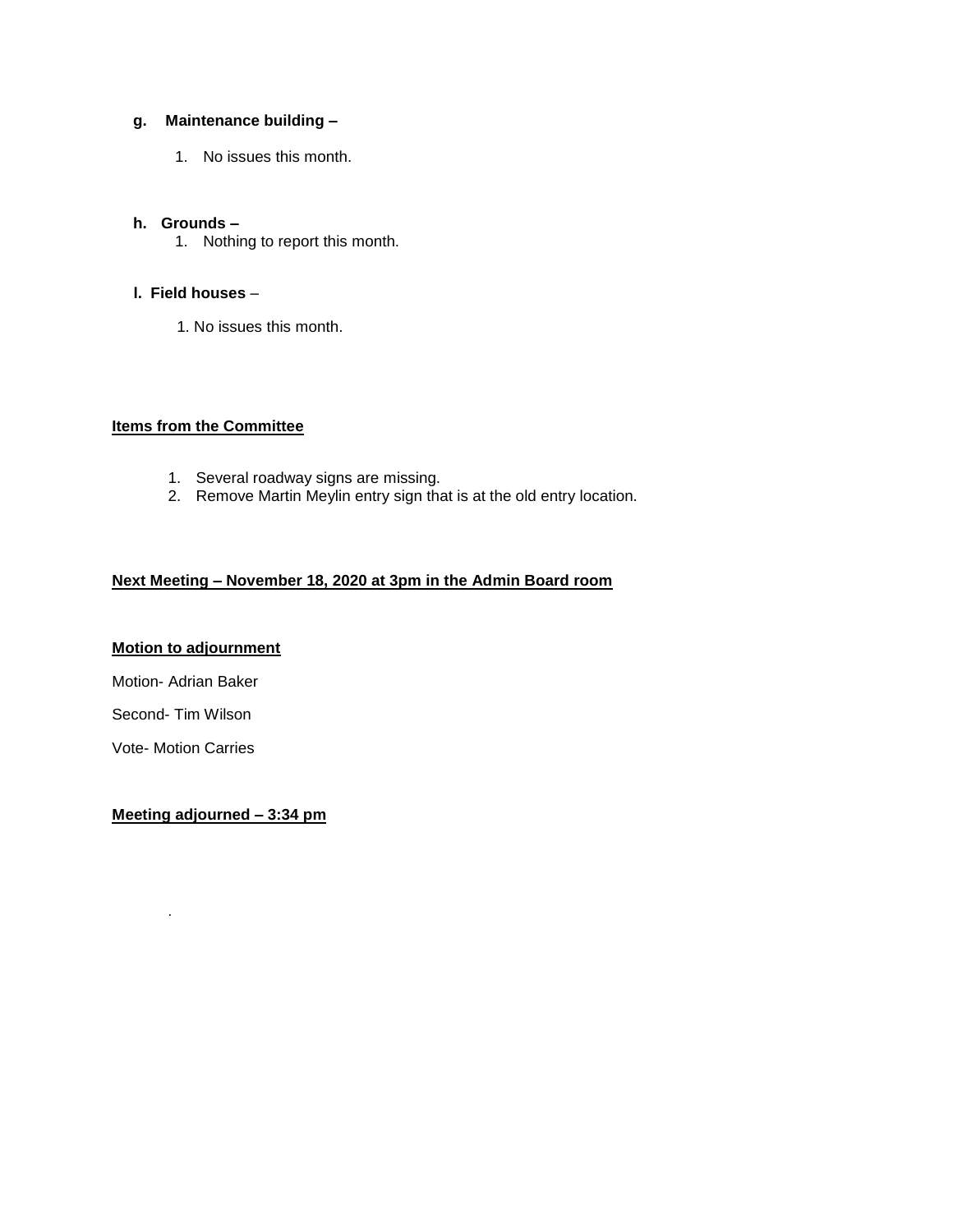**g. Maintenance building –**

1. No issues this month.

**h. Grounds –**

1. Nothing to report this month.

**I. Field houses** –

1. No issues this month.

**Items from the Committee**

1. Several roadway signs are missing.
2. Remove Martin Meylin entry sign that is at the old entry location.

**Next Meeting – November 18, 2020 at 3pm in the Admin Board room**

**Motion to adjournment**

Motion- Adrian Baker

Second- Tim Wilson

Vote- Motion Carries

**Meeting adjourned – 3:34 pm**

.